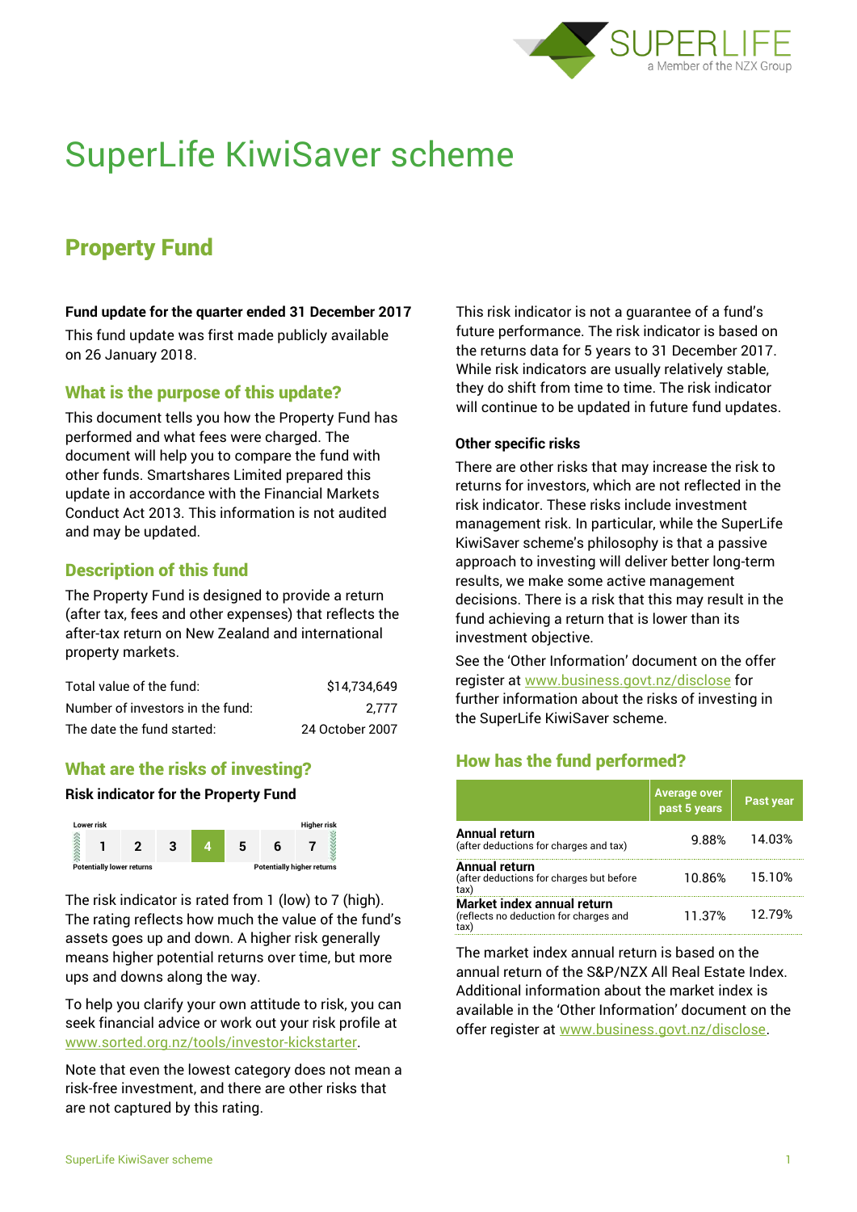# SuperLife KiwiSaver scheme

## Property Fund

**Fund update for the quarter ended 31 December 2017**

This fund update was first made publicly available on 26 January 2018.

### What is the purpose of this update?

This document tells you how the Property Fund has performed and what fees were charged. The document will help you to compare the fund with other funds. Smartshares Limited prepared this update in accordance with the Financial Markets Conduct Act 2013. This information is not audited and may be updated.

### Description of this fund

The Property Fund is designed to provide a return (after tax, fees and other expenses) that reflects the after-tax return on New Zealand and international property markets.

| | |
|---|---|
| Total value of the fund: | $14,734,649 |
| Number of investors in the fund: | 2,777 |
| The date the fund started: | 24 October 2007 |

### What are the risks of investing?

**Risk indicator for the Property Fund**

| Lower risk | | | | | | Higher risk |
|---|---|---|---|---|---|---|
| 1 | 2 | 3 | **4** | 5 | 6 | 7 |
| Potentially lower returns | | | | | | Potentially higher returns |

The risk indicator is rated from 1 (low) to 7 (high). The rating reflects how much the value of the fund's assets goes up and down. A higher risk generally means higher potential returns over time, but more ups and downs along the way.

To help you clarify your own attitude to risk, you can seek financial advice or work out your risk profile at www.sorted.org.nz/tools/investor-kickstarter.

Note that even the lowest category does not mean a risk-free investment, and there are other risks that are not captured by this rating.

This risk indicator is not a guarantee of a fund's future performance. The risk indicator is based on the returns data for 5 years to 31 December 2017. While risk indicators are usually relatively stable, they do shift from time to time. The risk indicator will continue to be updated in future fund updates.

**Other specific risks**

There are other risks that may increase the risk to returns for investors, which are not reflected in the risk indicator. These include investment management risk. In particular, while the SuperLife KiwiSaver scheme's philosophy is that a passive approach to investing will deliver better long-term results, we make some active management decisions. There is a risk that this may result in the fund achieving a return that is lower than its investment objective.

See the 'Other Information' document on the offer register at www.business.govt.nz/disclose for further information about the risks of investing in the SuperLife KiwiSaver scheme.

### How has the fund performed?

| | Average over past 5 years | Past year |
|---|---|---|
| **Annual return** (after deductions for charges and tax) | 9.88% | 14.03% |
| **Annual return** (after deductions for charges but before tax) | 10.86% | 15.10% |
| **Market index annual return** (reflects no deduction for charges and tax) | 11.37% | 12.79% |

The market index annual return is based on the annual return of the S&P/NZX All Real Estate Index. Additional information about the market index is available in the 'Other Information' document on the offer register at www.business.govt.nz/disclose.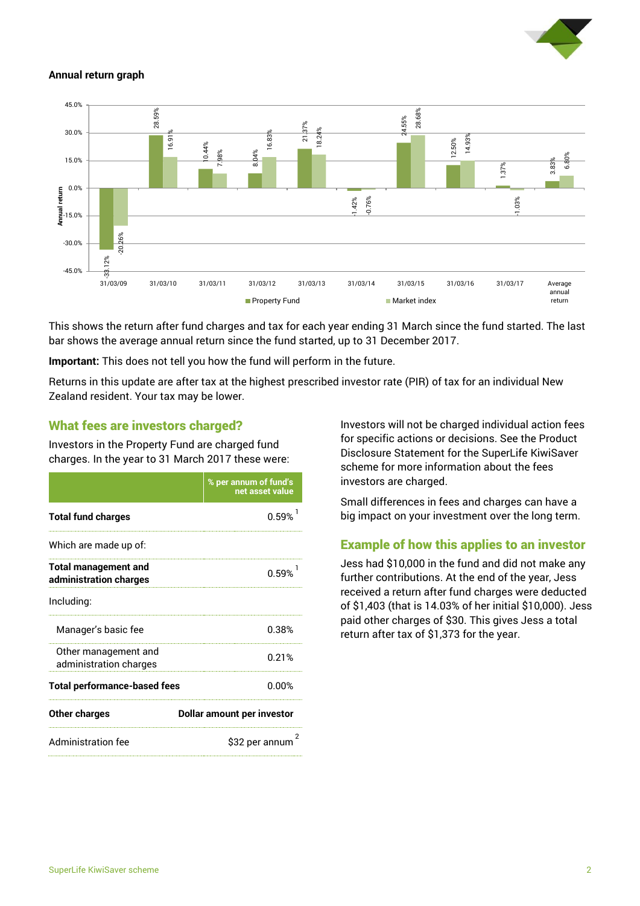**Annual return graph**

| Year | Property Fund | Market index |
|---|---|---|
| 31/03/09 | -33.12% | -20.26% |
| 31/03/10 | 28.59% | 16.91% |
| 31/03/11 | 10.44% | 7.98% |
| 31/03/12 | 8.04% | 16.83% |
| 31/03/13 | 21.37% | 18.24% |
| 31/03/14 | -1.42% | -0.76% |
| 31/03/15 | 24.55% | 28.68% |
| 31/03/16 | 12.50% | 14.93% |
| 31/03/17 | 1.37% | -1.03% |
| Average annual return | 3.83% | 6.80% |

This shows the return after fund charges and tax for each year ending 31 March since the fund started. The last bar shows the average annual return since the fund started, up to 31 December 2017.

**Important:** This does not tell you how the fund will perform in the future.

Returns in this update are after tax at the highest prescribed investor rate (PIR) of tax for an individual New Zealand resident. Your tax may be lower.

## What fees are investors charged?

Investors in the Property Fund are charged fund charges. In the year to 31 March 2017 these were:

| | % per annum of fund's net asset value |
|---|---|
| **Total fund charges** | 0.59% [1] |
| Which are made up of: | |
| **Total management and administration charges** | 0.59% [1] |
| Including: | |
| Manager's basic fee | 0.38% |
| Other management and administration charges | 0.21% |
| **Total performance-based fees** | 0.00% |
| **Other charges** | **Dollar amount per investor** |
| Administration fee | $32 per annum [2] |

Investors will not be charged individual action fees for specific actions or decisions. See the Product Disclosure Statement for the SuperLife KiwiSaver scheme for more information about the fees investors are charged.

Small differences in fees and charges can have a big impact on your investment over the long term.

## Example of how this applies to an investor

Jess had $10,000 in the fund and did not make any further contributions. At the end of the year, Jess received a return after fund charges were deducted of $1,403 (that is 14.03% of her initial $10,000). Jess paid other charges of $30. This gives Jess a total return after tax of $1,373 for the year.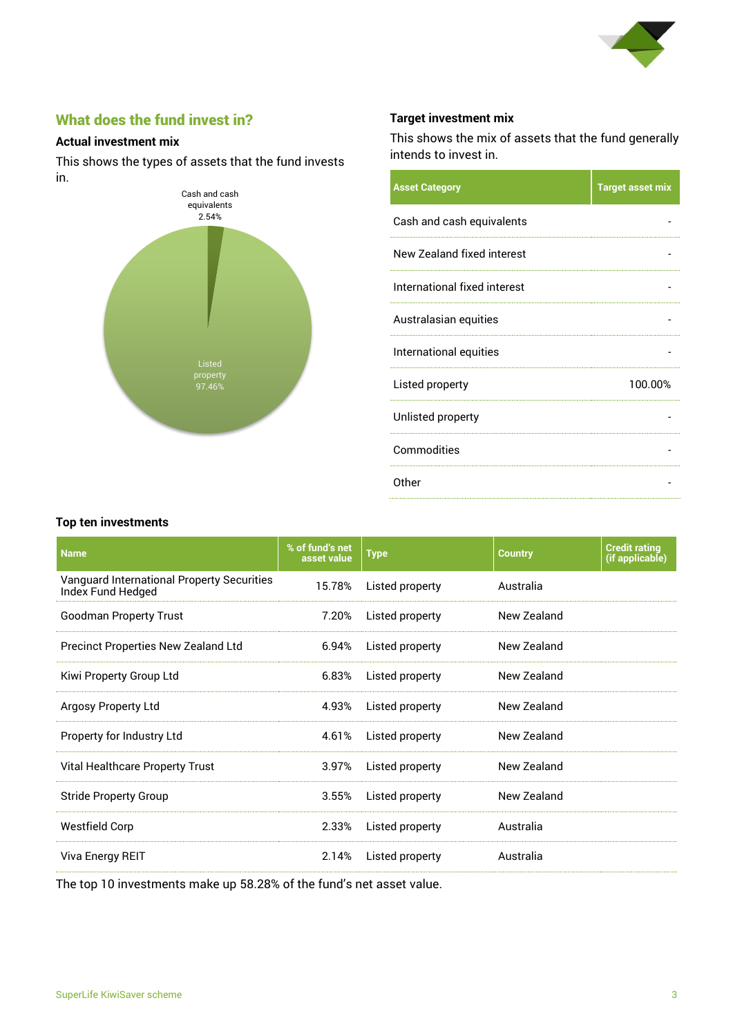## What does the fund invest in?

### Actual investment mix

This shows the types of assets that the fund invests in.

Cash and cash equivalents 2.54%

Listed property 97.46%

### Target investment mix

This shows the mix of assets that the fund generally intends to invest in.

| Asset Category | Target asset mix |
|---|---|
| Cash and cash equivalents | - |
| New Zealand fixed interest | - |
| International fixed interest | - |
| Australasian equities | - |
| International equities | - |
| Listed property | 100.00% |
| Unlisted property | - |
| Commodities | - |
| Other | - |

### Top ten investments

| Name | % of fund's net asset value | Type | Country | Credit rating (if applicable) |
|---|---|---|---|---|
| Vanguard International Property Securities Index Fund Hedged | 15.78% | Listed property | Australia | |
| Goodman Property Trust | 7.20% | Listed property | New Zealand | |
| Precinct Properties New Zealand Ltd | 6.94% | Listed property | New Zealand | |
| Kiwi Property Group Ltd | 6.83% | Listed property | New Zealand | |
| Argosy Property Ltd | 4.93% | Listed property | New Zealand | |
| Property for Industry Ltd | 4.61% | Listed property | New Zealand | |
| Vital Healthcare Property Trust | 3.97% | Listed property | New Zealand | |
| Stride Property Group | 3.55% | Listed property | New Zealand | |
| Westfield Corp | 2.33% | Listed property | Australia | |
| Viva Energy REIT | 2.14% | Listed property | Australia | |

The top 10 investments make up 58.28% of the fund's net asset value.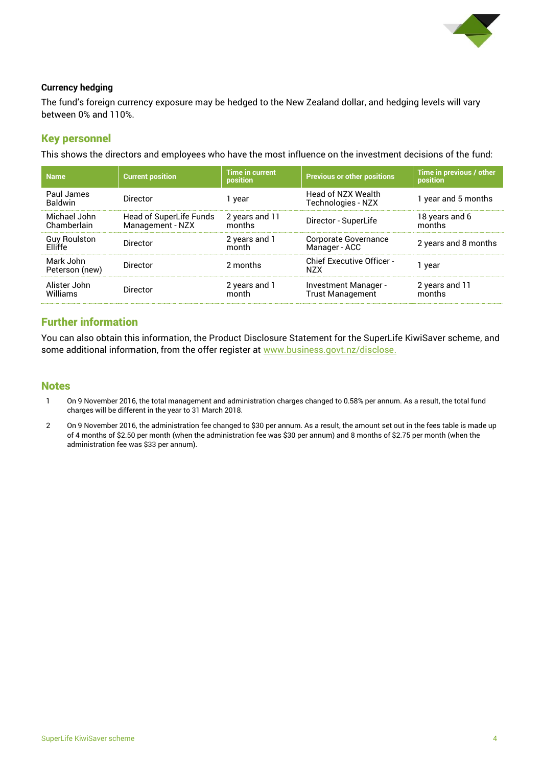**Currency hedging**

The fund's foreign currency exposure may be hedged to the New Zealand dollar, and hedging levels will vary between 0% and 110%.

## Key personnel

This shows the directors and employees who have the most influence on the investment decisions of the fund:

| Name | Current position | Time in current position | Previous or other positions | Time in previous / other position |
|---|---|---|---|---|
| Paul James Baldwin | Director | 1 year | Head of NZX Wealth Technologies - NZX | 1 year and 5 months |
| Michael John Chamberlain | Head of SuperLife Funds Management - NZX | 2 years and 11 months | Director - SuperLife | 18 years and 6 months |
| Guy Roulston Elliffe | Director | 2 years and 1 month | Corporate Governance Manager - ACC | 2 years and 8 months |
| Mark John Peterson (new) | Director | 2 months | Chief Executive Officer - NZX | 1 year |
| Alister John Williams | Director | 2 years and 1 month | Investment Manager - Trust Management | 2 years and 11 months |

## Further information

You can also obtain this information, the Product Disclosure Statement for the SuperLife KiwiSaver scheme, and some additional information, from the offer register at www.business.govt.nz/disclose.

## Notes

1. On 9 November 2016, the total management and administration charges changed to 0.58% per annum. As a result, the total fund charges will be different in the year to 31 March 2018.
2. On 9 November 2016, the administration fee changed to $30 per annum. As a result, the amount set out in the fees table is made up of 4 months of $2.50 per month (when the administration fee was $30 per annum) and 8 months of $2.75 per month (when the administration fee was $33 per annum).